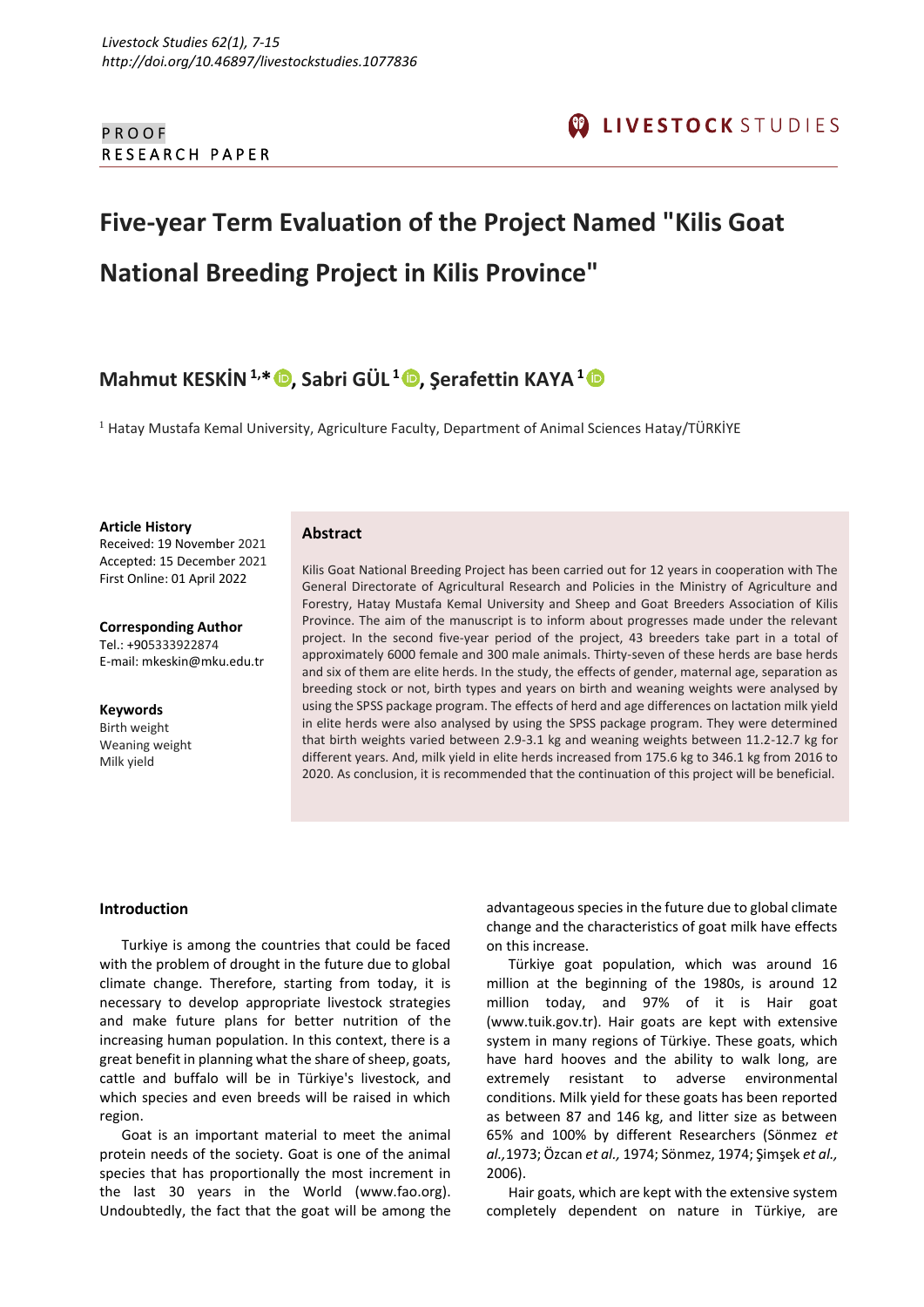PROOF
RESEARCH PAPER

# Five-year Term Evaluation of the Project Named "Kilis Goat National Breeding Project in Kilis Province"

**Mahmut KESKİN [1,*], Sabri GÜL [1], Şerafettin KAYA [1]**

[1] Hatay Mustafa Kemal University, Agriculture Faculty, Department of Animal Sciences Hatay/TÜRKİYE

**Article History**
Received: 19 November 2021
Accepted: 15 December 2021
First Online: 01 April 2022

**Corresponding Author**
Tel.: +905333922874
E-mail: mkeskin@mku.edu.tr

**Keywords**
Birth weight
Weaning weight
Milk yield

## Abstract

Kilis Goat National Breeding Project has been carried out for 12 years in cooperation with The General Directorate of Agricultural Research and Policies in the Ministry of Agriculture and Forestry, Hatay Mustafa Kemal University and Sheep and Goat Breeders Association of Kilis Province. The aim of the manuscript is to inform about progresses made under the relevant project. In the second five-year period of the project, 43 breeders take part in a total of approximately 6000 female and 300 male animals. Thirty-seven of these herds are base herds and six of them are elite herds. In the study, the effects of gender, maternal age, separation as breeding stock or not, birth types and years on birth and weaning weights were analysed by using the SPSS package program. The effects of herd and age differences on lactation milk yield in elite herds were also analysed by using the SPSS package program. They were determined that birth weights varied between 2.9-3.1 kg and weaning weights between 11.2-12.7 kg for different years. And, milk yield in elite herds increased from 175.6 kg to 346.1 kg from 2016 to 2020. As conclusion, it is recommended that the continuation of this project will be beneficial.

## Introduction

Turkiye is among the countries that could be faced with the problem of drought in the future due to global climate change. Therefore, starting from today, it is necessary to develop appropriate livestock strategies and make future plans for better nutrition of the increasing human population. In this context, there is a great benefit in planning what the share of sheep, goats, cattle and buffalo will be in Türkiye's livestock, and which species and even breeds will be raised in which region.

Goat is an important material to meet the animal protein needs of the society. Goat is one of the animal species that has proportionally the most increment in the last 30 years in the World (www.fao.org). Undoubtedly, the fact that the goat will be among the advantageous species in the future due to global climate change and the characteristics of goat milk have effects on this increase.

Türkiye goat population, which was around 16 million at the beginning of the 1980s, is around 12 million today, and 97% of it is Hair goat (www.tuik.gov.tr). Hair goats are kept with extensive system in many regions of Türkiye. These goats, which have hard hooves and the ability to walk long, are extremely resistant to adverse environmental conditions. Milk yield for these goats has been reported as between 87 and 146 kg, and litter size as between 65% and 100% by different Researchers (Sönmez *et al.,*1973; Özcan *et al.,* 1974; Sönmez, 1974; Şimşek *et al.,* 2006).

Hair goats, which are kept with the extensive system completely dependent on nature in Türkiye, are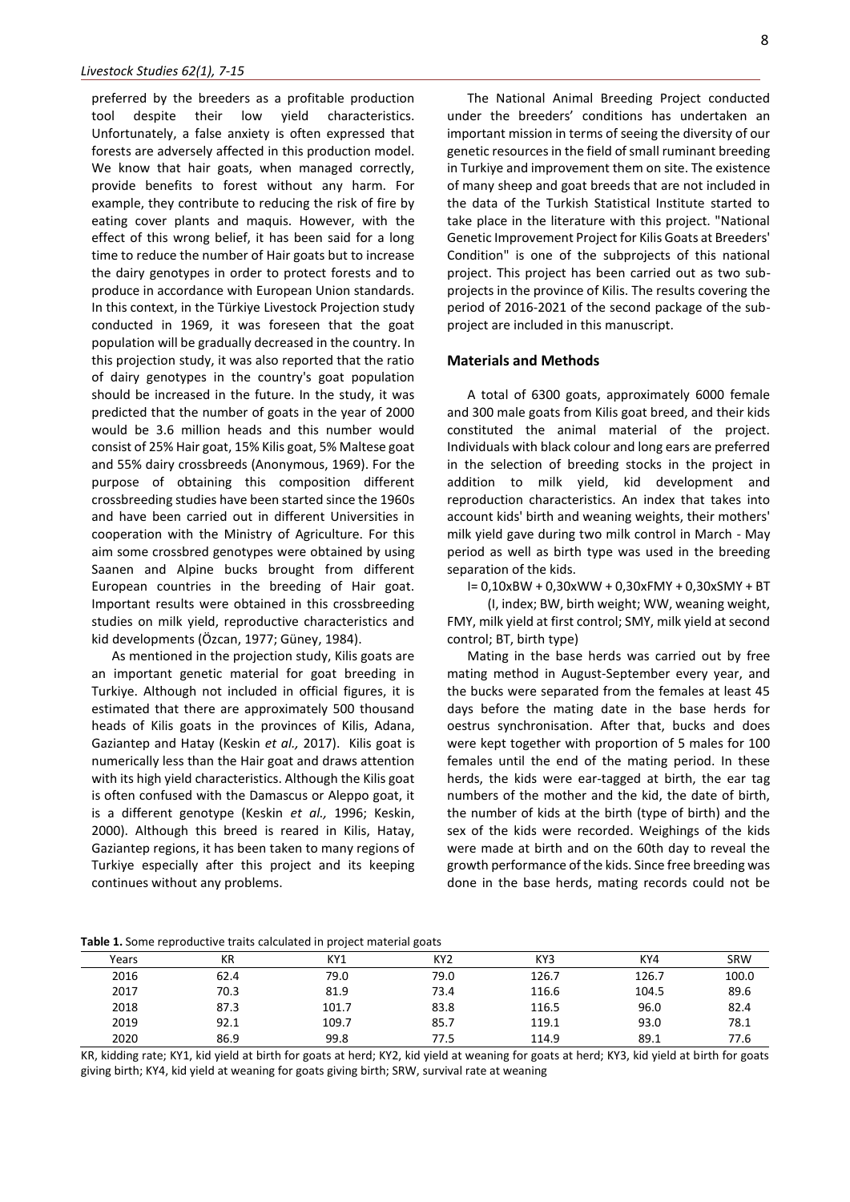preferred by the breeders as a profitable production tool despite their low yield characteristics. Unfortunately, a false anxiety is often expressed that forests are adversely affected in this production model. We know that hair goats, when managed correctly, provide benefits to forest without any harm. For example, they contribute to reducing the risk of fire by eating cover plants and maquis. However, with the effect of this wrong belief, it has been said for a long time to reduce the number of Hair goats but to increase the dairy genotypes in order to protect forests and to produce in accordance with European Union standards. In this context, in the Türkiye Livestock Projection study conducted in 1969, it was foreseen that the goat population will be gradually decreased in the country. In this projection study, it was also reported that the ratio of dairy genotypes in the country's goat population should be increased in the future. In the study, it was predicted that the number of goats in the year of 2000 would be 3.6 million heads and this number would consist of 25% Hair goat, 15% Kilis goat, 5% Maltese goat and 55% dairy crossbreeds (Anonymous, 1969). For the purpose of obtaining this composition different crossbreeding studies have been started since the 1960s and have been carried out in different Universities in cooperation with the Ministry of Agriculture. For this aim some crossbred genotypes were obtained by using Saanen and Alpine bucks brought from different European countries in the breeding of Hair goat. Important results were obtained in this crossbreeding studies on milk yield, reproductive characteristics and kid developments (Özcan, 1977; Güney, 1984).

As mentioned in the projection study, Kilis goats are an important genetic material for goat breeding in Turkiye. Although not included in official figures, it is estimated that there are approximately 500 thousand heads of Kilis goats in the provinces of Kilis, Adana, Gaziantep and Hatay (Keskin *et al.,* 2017). Kilis goat is numerically less than the Hair goat and draws attention with its high yield characteristics. Although the Kilis goat is often confused with the Damascus or Aleppo goat, it is a different genotype (Keskin *et al.,* 1996; Keskin, 2000). Although this breed is reared in Kilis, Hatay, Gaziantep regions, it has been taken to many regions of Turkiye especially after this project and its keeping continues without any problems.

The National Animal Breeding Project conducted under the breeders' conditions has undertaken an important mission in terms of seeing the diversity of our genetic resources in the field of small ruminant breeding in Turkiye and improvement them on site. The existence of many sheep and goat breeds that are not included in the data of the Turkish Statistical Institute started to take place in the literature with this project. "National Genetic Improvement Project for Kilis Goats at Breeders' Condition" is one of the subprojects of this national project. This project has been carried out as two sub-projects in the province of Kilis. The results covering the period of 2016-2021 of the second package of the sub-project are included in this manuscript.

## Materials and Methods

A total of 6300 goats, approximately 6000 female and 300 male goats from Kilis goat breed, and their kids constituted the animal material of the project. Individuals with black colour and long ears are preferred in the selection of breeding stocks in the project in addition to milk yield, kid development and reproduction characteristics. An index that takes into account kids' birth and weaning weights, their mothers' milk yield gave during two milk control in March - May period as well as birth type was used in the breeding separation of the kids.

$$I = 0{,}10 \times BW + 0{,}30 \times WW + 0{,}30 \times FMY + 0{,}30 \times SMY + BT$$

(I, index; BW, birth weight; WW, weaning weight, FMY, milk yield at first control; SMY, milk yield at second control; BT, birth type)

Mating in the base herds was carried out by free mating method in August-September every year, and the bucks were separated from the females at least 45 days before the mating date in the base herds for oestrus synchronisation. After that, bucks and does were kept together with proportion of 5 males for 100 females until the end of the mating period. In these herds, the kids were ear-tagged at birth, the ear tag numbers of the mother and the kid, the date of birth, the number of kids at the birth (type of birth) and the sex of the kids were recorded. Weighings of the kids were made at birth and on the 60th day to reveal the growth performance of the kids. Since free breeding was done in the base herds, mating records could not be

**Table 1.** Some reproductive traits calculated in project material goats

| Years | KR | KY1 | KY2 | KY3 | KY4 | SRW |
|---|---|---|---|---|---|---|
| 2016 | 62.4 | 79.0 | 79.0 | 126.7 | 126.7 | 100.0 |
| 2017 | 70.3 | 81.9 | 73.4 | 116.6 | 104.5 | 89.6 |
| 2018 | 87.3 | 101.7 | 83.8 | 116.5 | 96.0 | 82.4 |
| 2019 | 92.1 | 109.7 | 85.7 | 119.1 | 93.0 | 78.1 |
| 2020 | 86.9 | 99.8 | 77.5 | 114.9 | 89.1 | 77.6 |

KR, kidding rate; KY1, kid yield at birth for goats at herd; KY2, kid yield at weaning for goats at herd; KY3, kid yield at birth for goats giving birth; KY4, kid yield at weaning for goats giving birth; SRW, survival rate at weaning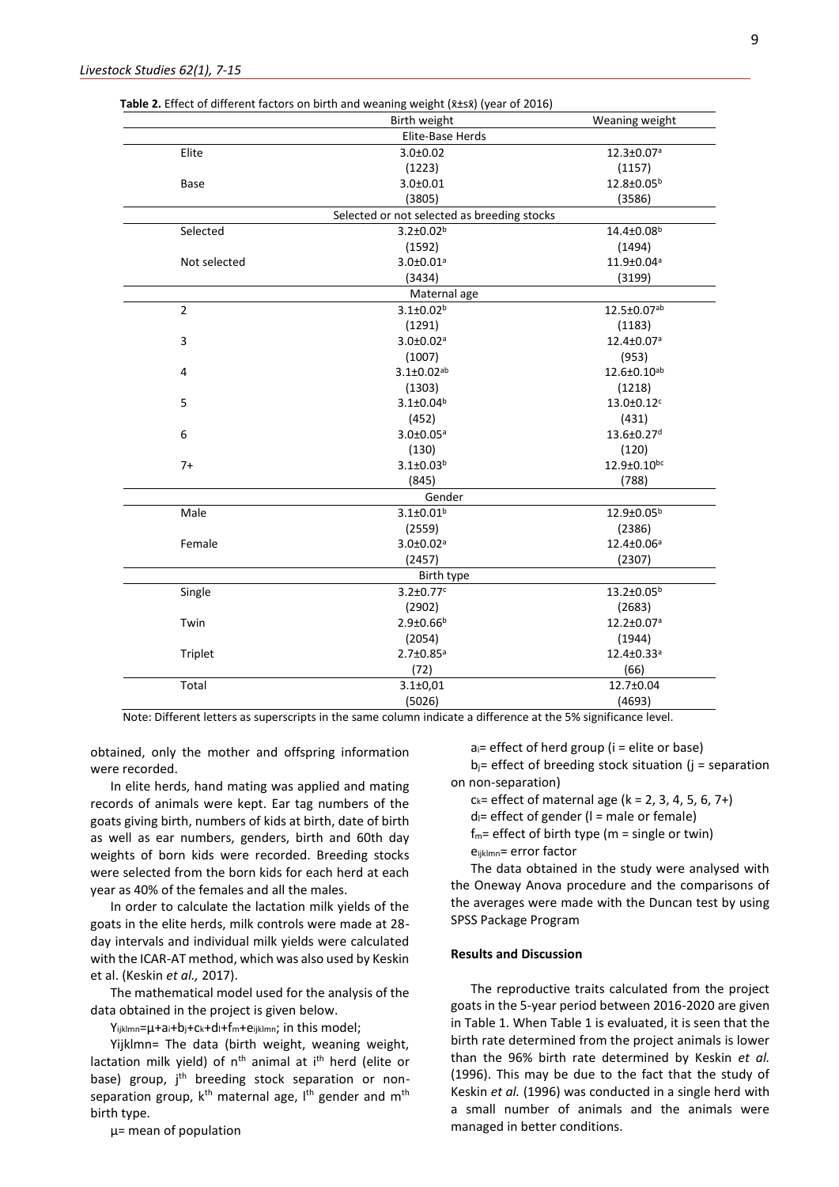**Table 2.** Effect of different factors on birth and weaning weight ($\bar{x}\pm s\bar{x}$) (year of 2016)

| | Birth weight | Weaning weight |
|---|---|---|
| **Elite-Base Herds** | | |
| Elite | 3.0±0.02 | 12.3±0.07$^a$ |
| | (1223) | (1157) |
| Base | 3.0±0.01 | 12.8±0.05$^b$ |
| | (3805) | (3586) |
| **Selected or not selected as breeding stocks** | | |
| Selected | 3.2±0.02$^b$ | 14.4±0.08$^b$ |
| | (1592) | (1494) |
| Not selected | 3.0±0.01$^a$ | 11.9±0.04$^a$ |
| | (3434) | (3199) |
| **Maternal age** | | |
| 2 | 3.1±0.02$^b$ | 12.5±0.07$^{ab}$ |
| | (1291) | (1183) |
| 3 | 3.0±0.02$^a$ | 12.4±0.07$^a$ |
| | (1007) | (953) |
| 4 | 3.1±0.02$^{ab}$ | 12.6±0.10$^{ab}$ |
| | (1303) | (1218) |
| 5 | 3.1±0.04$^b$ | 13.0±0.12$^c$ |
| | (452) | (431) |
| 6 | 3.0±0.05$^a$ | 13.6±0.27$^d$ |
| | (130) | (120) |
| 7+ | 3.1±0.03$^b$ | 12.9±0.10$^{bc}$ |
| | (845) | (788) |
| **Gender** | | |
| Male | 3.1±0.01$^b$ | 12.9±0.05$^b$ |
| | (2559) | (2386) |
| Female | 3.0±0.02$^a$ | 12.4±0.06$^a$ |
| | (2457) | (2307) |
| **Birth type** | | |
| Single | 3.2±0.77$^c$ | 13.2±0.05$^b$ |
| | (2902) | (2683) |
| Twin | 2.9±0.66$^b$ | 12.2±0.07$^a$ |
| | (2054) | (1944) |
| Triplet | 2.7±0.85$^a$ | 12.4±0.33$^a$ |
| | (72) | (66) |
| Total | 3.1±0,01 | 12.7±0.04 |
| | (5026) | (4693) |

Note: Different letters as superscripts in the same column indicate a difference at the 5% significance level.

obtained, only the mother and offspring information were recorded.

In elite herds, hand mating was applied and mating records of animals were kept. Ear tag numbers of the goats giving birth, numbers of kids at birth, date of birth as well as ear numbers, genders, birth and 60th day weights of born kids were recorded. Breeding stocks were selected from the born kids for each herd at each year as 40% of the females and all the males.

In order to calculate the lactation milk yields of the goats in the elite herds, milk controls were made at 28-day intervals and individual milk yields were calculated with the ICAR-AT method, which was also used by Keskin et al. (Keskin *et al.,* 2017).

The mathematical model used for the analysis of the data obtained in the project is given below.

$Y_{ijklmn}=\mu+a_i+b_j+c_k+d_l+f_m+e_{ijklmn}$; in this model;

Yijklmn= The data (birth weight, weaning weight, lactation milk yield) of $n^{th}$ animal at $i^{th}$ herd (elite or base) group, $j^{th}$ breeding stock separation or non-separation group, $k^{th}$ maternal age, $l^{th}$ gender and $m^{th}$ birth type.

$\mu$= mean of population

$a_i$= effect of herd group (i = elite or base)

$b_j$= effect of breeding stock situation (j = separation on non-separation)

$c_k$= effect of maternal age (k = 2, 3, 4, 5, 6, 7+)

$d_l$= effect of gender (l = male or female)

$f_m$= effect of birth type (m = single or twin)

$e_{ijklmn}$= error factor

The data obtained in the study were analysed with the Oneway Anova procedure and the comparisons of the averages were made with the Duncan test by using SPSS Package Program

### Results and Discussion

The reproductive traits calculated from the project goats in the 5-year period between 2016-2020 are given in Table 1. When Table 1 is evaluated, it is seen that the birth rate determined from the project animals is lower than the 96% birth rate determined by Keskin *et al.* (1996). This may be due to the fact that the study of Keskin *et al.* (1996) was conducted in a single herd with a small number of animals and the animals were managed in better conditions.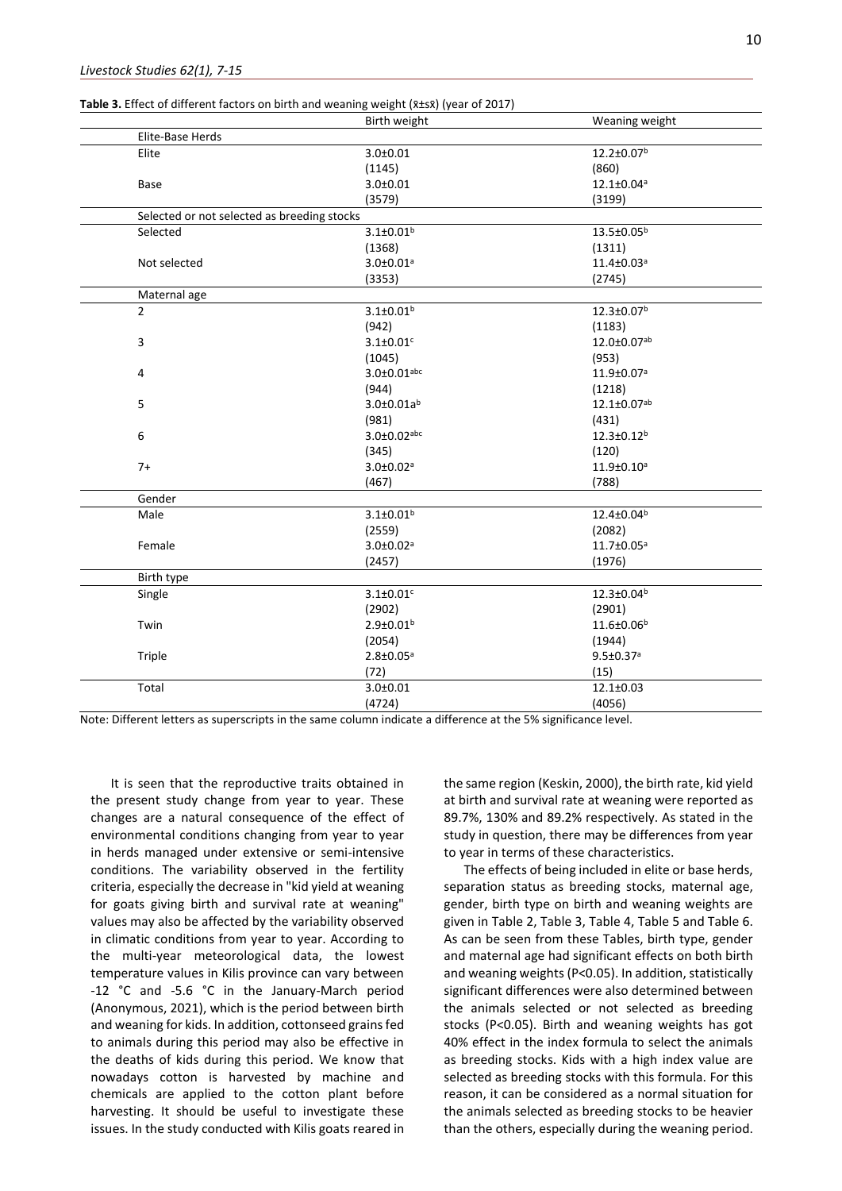**Table 3.** Effect of different factors on birth and weaning weight ($\bar{x}\pm s\bar{x}$) (year of 2017)

| | Birth weight | Weaning weight |
|---|---|---|
| Elite-Base Herds | | |
| Elite | 3.0±0.01 | 12.2±0.07$^{b}$ |
| | (1145) | (860) |
| Base | 3.0±0.01 | 12.1±0.04$^{a}$ |
| | (3579) | (3199) |
| Selected or not selected as breeding stocks | | |
| Selected | 3.1±0.01$^{b}$ | 13.5±0.05$^{b}$ |
| | (1368) | (1311) |
| Not selected | 3.0±0.01$^{a}$ | 11.4±0.03$^{a}$ |
| | (3353) | (2745) |
| Maternal age | | |
| 2 | 3.1±0.01$^{b}$ | 12.3±0.07$^{b}$ |
| | (942) | (1183) |
| 3 | 3.1±0.01$^{c}$ | 12.0±0.07$^{ab}$ |
| | (1045) | (953) |
| 4 | 3.0±0.01$^{abc}$ | 11.9±0.07$^{a}$ |
| | (944) | (1218) |
| 5 | 3.0±0.01a$^{b}$ | 12.1±0.07$^{ab}$ |
| | (981) | (431) |
| 6 | 3.0±0.02$^{abc}$ | 12.3±0.12$^{b}$ |
| | (345) | (120) |
| 7+ | 3.0±0.02$^{a}$ | 11.9±0.10$^{a}$ |
| | (467) | (788) |
| Gender | | |
| Male | 3.1±0.01$^{b}$ | 12.4±0.04$^{b}$ |
| | (2559) | (2082) |
| Female | 3.0±0.02$^{a}$ | 11.7±0.05$^{a}$ |
| | (2457) | (1976) |
| Birth type | | |
| Single | 3.1±0.01$^{c}$ | 12.3±0.04$^{b}$ |
| | (2902) | (2901) |
| Twin | 2.9±0.01$^{b}$ | 11.6±0.06$^{b}$ |
| | (2054) | (1944) |
| Triple | 2.8±0.05$^{a}$ | 9.5±0.37$^{a}$ |
| | (72) | (15) |
| Total | 3.0±0.01 | 12.1±0.03 |
| | (4724) | (4056) |

Note: Different letters as superscripts in the same column indicate a difference at the 5% significance level.

It is seen that the reproductive traits obtained in the present study change from year to year. These changes are a natural consequence of the effect of environmental conditions changing from year to year in herds managed under extensive or semi-intensive conditions. The variability observed in the fertility criteria, especially the decrease in "kid yield at weaning for goats giving birth and survival rate at weaning" values may also be affected by the variability observed in climatic conditions from year to year. According to the multi-year meteorological data, the lowest temperature values in Kilis province can vary between -12 °C and -5.6 °C in the January-March period (Anonymous, 2021), which is the period between birth and weaning for kids. In addition, cottonseed grains fed to animals during this period may also be effective in the deaths of kids during this period. We know that nowadays cotton is harvested by machine and chemicals are applied to the cotton plant before harvesting. It should be useful to investigate these issues. In the study conducted with Kilis goats reared in the same region (Keskin, 2000), the birth rate, kid yield at birth and survival rate at weaning were reported as 89.7%, 130% and 89.2% respectively. As stated in the study in question, there may be differences from year to year in terms of these characteristics.

The effects of being included in elite or base herds, separation status as breeding stocks, maternal age, gender, birth type on birth and weaning weights are given in Table 2, Table 3, Table 4, Table 5 and Table 6. As can be seen from these Tables, birth type, gender and maternal age had significant effects on both birth and weaning weights ($P<0.05$). In addition, statistically significant differences were also determined between the animals selected or not selected as breeding stocks ($P<0.05$). Birth and weaning weights has got 40% effect in the index formula to select the animals as breeding stocks. Kids with a high index value are selected as breeding stocks with this formula. For this reason, it can be considered as a normal situation for the animals selected as breeding stocks to be heavier than the others, especially during the weaning period.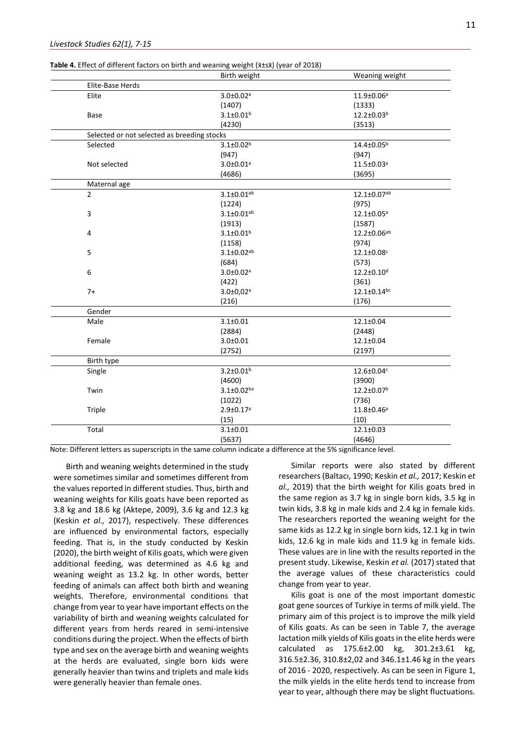**Table 4.** Effect of different factors on birth and weaning weight (x̄±sx̄) (year of 2018)

| | Birth weight | Weaning weight |
|---|---|---|
| **Elite-Base Herds** | | |
| Elite | 3.0±0.02[a] | 11.9±0.06[a] |
| | (1407) | (1333) |
| Base | 3.1±0.01[b] | 12.2±0.03[b] |
| | (4230) | (3513) |
| **Selected or not selected as breeding stocks** | | |
| Selected | 3.1±0.02[b] | 14.4±0.05[b] |
| | (947) | (947) |
| Not selected | 3.0±0.01[a] | 11.5±0.03[a] |
| | (4686) | (3695) |
| **Maternal age** | | |
| 2 | 3.1±0.01[ab] | 12.1±0.07[ab] |
| | (1224) | (975) |
| 3 | 3.1±0.01[ab] | 12.1±0.05[a] |
| | (1913) | (1587) |
| 4 | 3.1±0.01[b] | 12.2±0.06[ab] |
| | (1158) | (974) |
| 5 | 3.1±0.02[ab] | 12.1±0.08[c] |
| | (684) | (573) |
| 6 | 3.0±0.02[a] | 12.2±0.10[d] |
| | (422) | (361) |
| 7+ | 3.0±0,02[a] | 12.1±0.14[bc] |
| | (216) | (176) |
| **Gender** | | |
| Male | 3.1±0.01 | 12.1±0.04 |
| | (2884) | (2448) |
| Female | 3.0±0.01 | 12.1±0.04 |
| | (2752) | (2197) |
| **Birth type** | | |
| Single | 3.2±0.01[b] | 12.6±0.04[c] |
| | (4600) | (3900) |
| Twin | 3.1±0.02[ba] | 12.2±0.07[b] |
| | (1022) | (736) |
| Triple | 2.9±0.17[a] | 11.8±0.46[a] |
| | (15) | (10) |
| Total | 3.1±0.01 | 12.1±0.03 |
| | (5637) | (4646) |

Note: Different letters as superscripts in the same column indicate a difference at the 5% significance level.

Birth and weaning weights determined in the study were sometimes similar and sometimes different from the values reported in different studies. Thus, birth and weaning weights for Kilis goats have been reported as 3.8 kg and 18.6 kg (Aktepe, 2009), 3.6 kg and 12.3 kg (Keskin *et al.,* 2017), respectively. These differences are influenced by environmental factors, especially feeding. That is, in the study conducted by Keskin (2020), the birth weight of Kilis goats, which were given additional feeding, was determined as 4.6 kg and weaning weight as 13.2 kg. In other words, better feeding of animals can affect both birth and weaning weights. Therefore, environmental conditions that change from year to year have important effects on the variability of birth and weaning weights calculated for different years from herds reared in semi-intensive conditions during the project. When the effects of birth type and sex on the average birth and weaning weights at the herds are evaluated, single born kids were generally heavier than twins and triplets and male kids were generally heavier than female ones.

Similar reports were also stated by different researchers (Baltacı, 1990; Keskin *et al.,* 2017; Keskin *et al.,* 2019) that the birth weight for Kilis goats bred in the same region as 3.7 kg in single born kids, 3.5 kg in twin kids, 3.8 kg in male kids and 2.4 kg in female kids. The researchers reported the weaning weight for the same kids as 12.2 kg in single born kids, 12.1 kg in twin kids, 12.6 kg in male kids and 11.9 kg in female kids. These values are in line with the results reported in the present study. Likewise, Keskin *et al.* (2017) stated that the average values of these characteristics could change from year to year.

Kilis goat is one of the most important domestic goat gene sources of Turkiye in terms of milk yield. The primary aim of this project is to improve the milk yield of Kilis goats. As can be seen in Table 7, the average lactation milk yields of Kilis goats in the elite herds were calculated as 175.6±2.00 kg, 301.2±3.61 kg, 316.5±2.36, 310.8±2,02 and 346.1±1.46 kg in the years of 2016 - 2020, respectively. As can be seen in Figure 1, the milk yields in the elite herds tend to increase from year to year, although there may be slight fluctuations.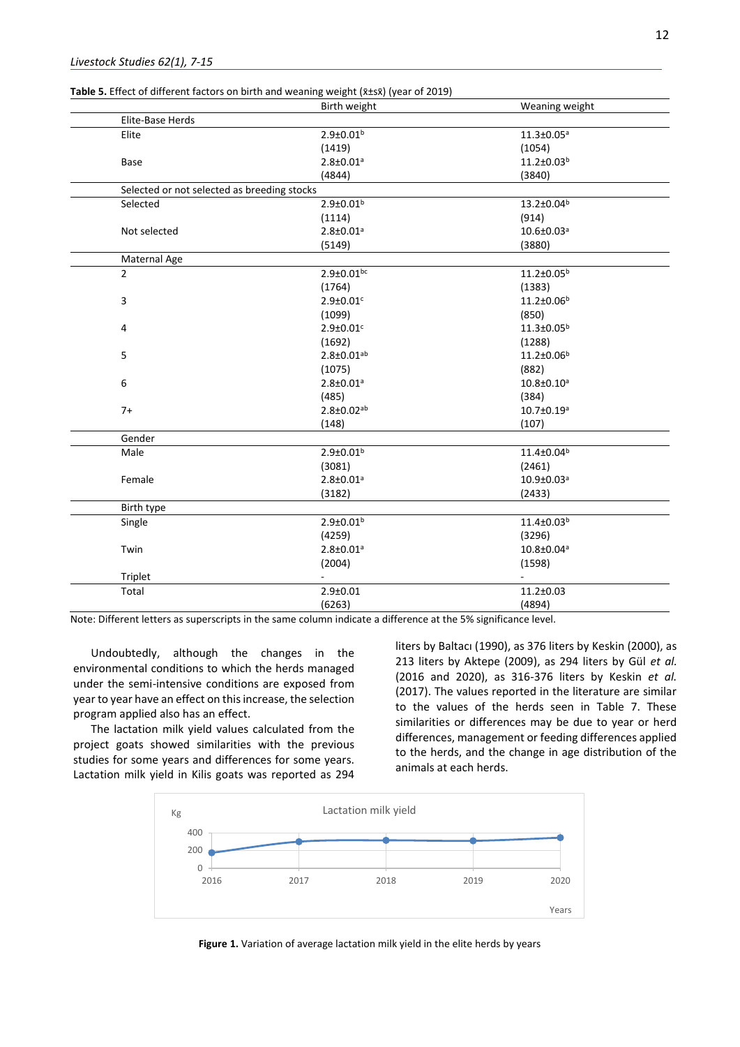**Table 5.** Effect of different factors on birth and weaning weight (x̄±sx̄) (year of 2019)

| | Birth weight | Weaning weight |
|---|---|---|
| Elite-Base Herds | | |
| Elite | 2.9±0.01[b] (1419) | 11.3±0.05[a] (1054) |
| Base | 2.8±0.01[a] (4844) | 11.2±0.03[b] (3840) |
| Selected or not selected as breeding stocks | | |
| Selected | 2.9±0.01[b] (1114) | 13.2±0.04[b] (914) |
| Not selected | 2.8±0.01[a] (5149) | 10.6±0.03[a] (3880) |
| Maternal Age | | |
| 2 | 2.9±0.01[bc] (1764) | 11.2±0.05[b] (1383) |
| 3 | 2.9±0.01[c] (1099) | 11.2±0.06[b] (850) |
| 4 | 2.9±0.01[c] (1692) | 11.3±0.05[b] (1288) |
| 5 | 2.8±0.01[ab] (1075) | 11.2±0.06[b] (882) |
| 6 | 2.8±0.01[a] (485) | 10.8±0.10[a] (384) |
| 7+ | 2.8±0.02[ab] (148) | 10.7±0.19[a] (107) |
| Gender | | |
| Male | 2.9±0.01[b] (3081) | 11.4±0.04[b] (2461) |
| Female | 2.8±0.01[a] (3182) | 10.9±0.03[a] (2433) |
| Birth type | | |
| Single | 2.9±0.01[b] (4259) | 11.4±0.03[b] (3296) |
| Twin | 2.8±0.01[a] (2004) | 10.8±0.04[a] (1598) |
| Triplet | - | - |
| Total | 2.9±0.01 (6263) | 11.2±0.03 (4894) |

Note: Different letters as superscripts in the same column indicate a difference at the 5% significance level.

Undoubtedly, although the changes in the environmental conditions to which the herds managed under the semi-intensive conditions are exposed from year to year have an effect on this increase, the selection program applied also has an effect.

The lactation milk yield values calculated from the project goats showed similarities with the previous studies for some years and differences for some years. Lactation milk yield in Kilis goats was reported as 294 liters by Baltacı (1990), as 376 liters by Keskin (2000), as 213 liters by Aktepe (2009), as 294 liters by Gül *et al.* (2016 and 2020), as 316-376 liters by Keskin *et al.* (2017). The values reported in the literature are similar to the values of the herds seen in Table 7. These similarities or differences may be due to year or herd differences, management or feeding differences applied to the herds, and the change in age distribution of the animals at each herds.

**Figure 1.** Variation of average lactation milk yield in the elite herds by years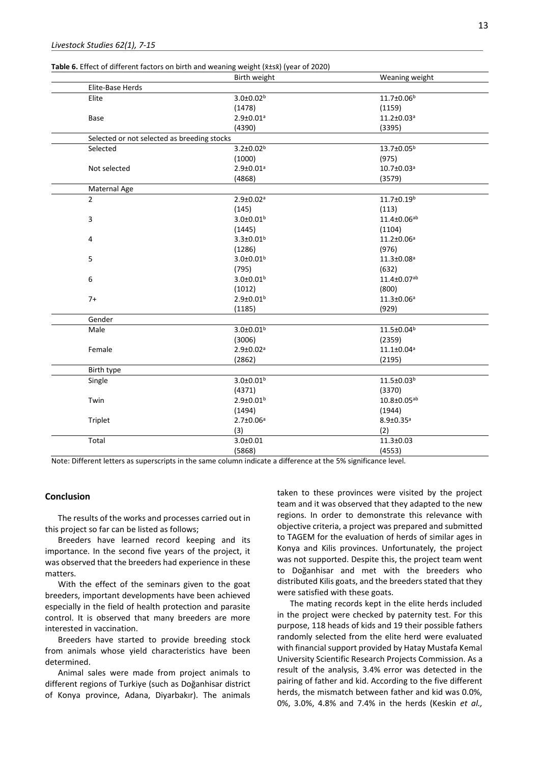**Table 6.** Effect of different factors on birth and weaning weight (x̄±sx̄) (year of 2020)

| | Birth weight | Weaning weight |
|---|---|---|
| **Elite-Base Herds** | | |
| Elite | 3.0±0.02[b] | 11.7±0.06[b] |
| | (1478) | (1159) |
| Base | 2.9±0.01[a] | 11.2±0.03[a] |
| | (4390) | (3395) |
| **Selected or not selected as breeding stocks** | | |
| Selected | 3.2±0.02[b] | 13.7±0.05[b] |
| | (1000) | (975) |
| Not selected | 2.9±0.01[a] | 10.7±0.03[a] |
| | (4868) | (3579) |
| **Maternal Age** | | |
| 2 | 2.9±0.02[a] | 11.7±0.19[b] |
| | (145) | (113) |
| 3 | 3.0±0.01[b] | 11.4±0.06[ab] |
| | (1445) | (1104) |
| 4 | 3.3±0.01[b] | 11.2±0.06[a] |
| | (1286) | (976) |
| 5 | 3.0±0.01[b] | 11.3±0.08[a] |
| | (795) | (632) |
| 6 | 3.0±0.01[b] | 11.4±0.07[ab] |
| | (1012) | (800) |
| 7+ | 2.9±0.01[b] | 11.3±0.06[a] |
| | (1185) | (929) |
| **Gender** | | |
| Male | 3.0±0.01[b] | 11.5±0.04[b] |
| | (3006) | (2359) |
| Female | 2.9±0.02[a] | 11.1±0.04[a] |
| | (2862) | (2195) |
| **Birth type** | | |
| Single | 3.0±0.01[b] | 11.5±0.03[b] |
| | (4371) | (3370) |
| Twin | 2.9±0.01[b] | 10.8±0.05[ab] |
| | (1494) | (1944) |
| Triplet | 2.7±0.06[a] | 8.9±0.35[a] |
| | (3) | (2) |
| Total | 3.0±0.01 | 11.3±0.03 |
| | (5868) | (4553) |

Note: Different letters as superscripts in the same column indicate a difference at the 5% significance level.

## Conclusion

The results of the works and processes carried out in this project so far can be listed as follows;

Breeders have learned record keeping and its importance. In the second five years of the project, it was observed that the breeders had experience in these matters.

With the effect of the seminars given to the goat breeders, important developments have been achieved especially in the field of health protection and parasite control. It is observed that many breeders are more interested in vaccination.

Breeders have started to provide breeding stock from animals whose yield characteristics have been determined.

Animal sales were made from project animals to different regions of Turkiye (such as Doğanhisar district of Konya province, Adana, Diyarbakır). The animals taken to these provinces were visited by the project team and it was observed that they adapted to the new regions. In order to demonstrate this relevance with objective criteria, a project was prepared and submitted to TAGEM for the evaluation of herds of similar ages in Konya and Kilis provinces. Unfortunately, the project was not supported. Despite this, the project team went to Doğanhisar and met with the breeders who distributed Kilis goats, and the breeders stated that they were satisfied with these goats.

The mating records kept in the elite herds included in the project were checked by paternity test. For this purpose, 118 heads of kids and 19 their possible fathers randomly selected from the elite herd were evaluated with financial support provided by Hatay Mustafa Kemal University Scientific Research Projects Commission. As a result of the analysis, 3.4% error was detected in the pairing of father and kid. According to the five different herds, the mismatch between father and kid was 0.0%, 0%, 3.0%, 4.8% and 7.4% in the herds (Keskin *et al.,*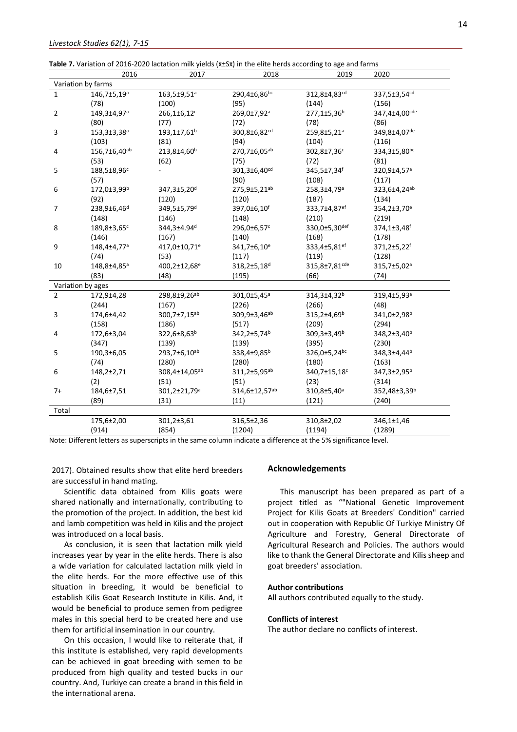**Table 7.** Variation of 2016-2020 lactation milk yields ($\bar{x}\pm S\bar{x}$) in the elite herds according to age and farms

| | 2016 | 2017 | 2018 | 2019 | 2020 |
|---|---|---|---|---|---|
| Variation by farms | | | | | |
| 1 | 146,7±5,19[a] | 163,5±9,51[a] | 290,4±6,86[bc] | 312,8±4,83[cd] | 337,5±3,54[cd] |
| | (78) | (100) | (95) | (144) | (156) |
| 2 | 149,3±4,97[a] | 266,1±6,12[c] | 269,0±7,92[a] | 277,1±5,36[b] | 347,4±4,00[cde] |
| | (80) | (77) | (72) | (78) | (86) |
| 3 | 153,3±3,38[a] | 193,1±7,61[b] | 300,8±6,82[cd] | 259,8±5,21[a] | 349,8±4,07[de] |
| | (103) | (81) | (94) | (104) | (116) |
| 4 | 156,7±6,40[ab] | 213,8±4,60[b] | 270,7±6,05[ab] | 302,8±7,36[c] | 334,3±5,80[bc] |
| | (53) | (62) | (75) | (72) | (81) |
| 5 | 188,5±8,96[c] | - | 301,3±6,40[cd] | 345,5±7,34[f] | 320,9±4,57[a] |
| | (57) | | (90) | (108) | (117) |
| 6 | 172,0±3,99[b] | 347,3±5,20[d] | 275,9±5,21[ab] | 258,3±4,79[a] | 323,6±4,24[ab] |
| | (92) | (120) | (120) | (187) | (134) |
| 7 | 238,9±6,46[d] | 349,5±5,79[d] | 397,0±6,10[f] | 333,7±4,87[ef] | 354,2±3,70[e] |
| | (148) | (146) | (148) | (210) | (219) |
| 8 | 189,8±3,65[c] | 344,3±4.94[d] | 296,0±6,57[c] | 330,0±5,30[def] | 374,1±3,48[f] |
| | (146) | (167) | (140) | (168) | (178) |
| 9 | 148,4±4,77[a] | 417,0±10,71[e] | 341,7±6,10[e] | 333,4±5,81[ef] | 371,2±5,22[f] |
| | (74) | (53) | (117) | (119) | (128) |
| 10 | 148,8±4,85[a] | 400,2±12,68[e] | 318,2±5,18[d] | 315,8±7,81[cde] | 315,7±5,02[a] |
| | (83) | (48) | (195) | (66) | (74) |
| Variation by ages | | | | | |
| 2 | 172,9±4,28 | 298,8±9,26[ab] | 301,0±5,45[a] | 314,3±4,32[b] | 319,4±5,93[a] |
| | (244) | (167) | (226) | (266) | (48) |
| 3 | 174,6±4,42 | 300,7±7,15[ab] | 309,9±3,46[ab] | 315,2±4,69[b] | 341,0±2,98[b] |
| | (158) | (186) | (517) | (209) | (294) |
| 4 | 172,6±3,04 | 322,6±8,63[b] | 342,2±5,74[b] | 309,3±3,49[b] | 348,2±3,40[b] |
| | (347) | (139) | (139) | (395) | (230) |
| 5 | 190,3±6,05 | 293,7±6,10[ab] | 338,4±9,85[b] | 326,0±5,24[bc] | 348,3±4,44[b] |
| | (74) | (280) | (280) | (180) | (163) |
| 6 | 148,2±2,71 | 308,4±14,05[ab] | 311,2±5,95[ab] | 340,7±15,18[c] | 347,3±2,95[b] |
| | (2) | (51) | (51) | (23) | (314) |
| 7+ | 184,6±7,51 | 301,2±21,79[a] | 314,6±12,57[ab] | 310,8±5,40[a] | 352,48±3,39[b] |
| | (89) | (31) | (11) | (121) | (240) |
| Total | | | | | |
| | 175,6±2,00 | 301,2±3,61 | 316,5±2,36 | 310,8±2,02 | 346,1±1,46 |
| | (914) | (854) | (1204) | (1194) | (1289) |

Note: Different letters as superscripts in the same column indicate a difference at the 5% significance level.

2017). Obtained results show that elite herd breeders are successful in hand mating.

Scientific data obtained from Kilis goats were shared nationally and internationally, contributing to the promotion of the project. In addition, the best kid and lamb competition was held in Kilis and the project was introduced on a local basis.

As conclusion, it is seen that lactation milk yield increases year by year in the elite herds. There is also a wide variation for calculated lactation milk yield in the elite herds. For the more effective use of this situation in breeding, it would be beneficial to establish Kilis Goat Research Institute in Kilis. And, it would be beneficial to produce semen from pedigree males in this special herd to be created here and use them for artificial insemination in our country.

On this occasion, I would like to reiterate that, if this institute is established, very rapid developments can be achieved in goat breeding with semen to be produced from high quality and tested bucks in our country. And, Turkiye can create a brand in this field in the international arena.

## Acknowledgements

This manuscript has been prepared as part of a project titled as ""National Genetic Improvement Project for Kilis Goats at Breeders' Condition" carried out in cooperation with Republic Of Turkiye Ministry Of Agriculture and Forestry, General Directorate of Agricultural Research and Policies. The authors would like to thank the General Directorate and Kilis sheep and goat breeders' association.

### Author contributions

All authors contributed equally to the study.

### Conflicts of interest

The author declare no conflicts of interest.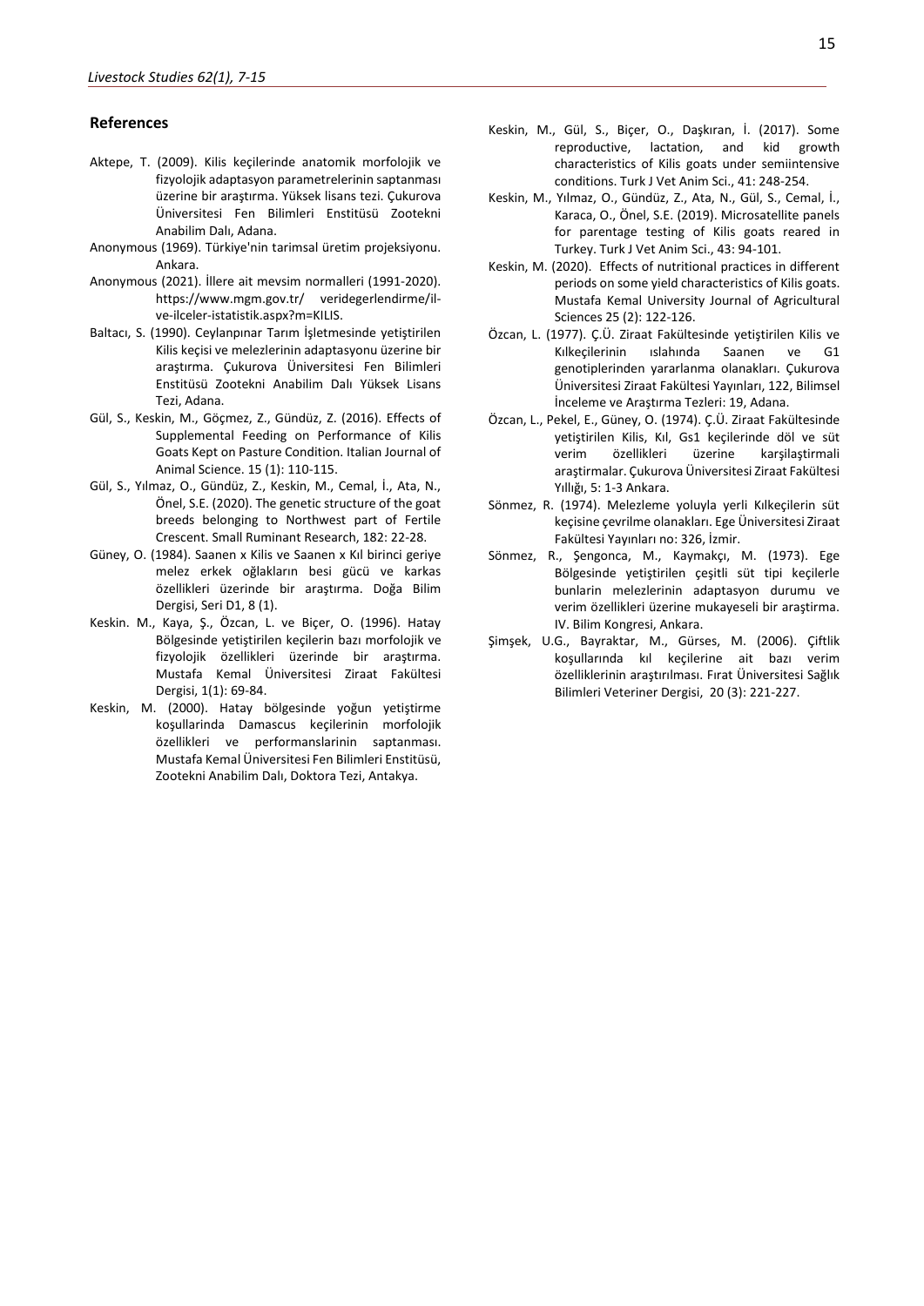## References

Aktepe, T. (2009). Kilis keçilerinde anatomik morfolojik ve fizyolojik adaptasyon parametrelerinin saptanması üzerine bir araştırma. Yüksek lisans tezi. Çukurova Üniversitesi Fen Bilimleri Enstitüsü Zootekni Anabilim Dalı, Adana.

Anonymous (1969). Türkiye'nin tarimsal üretim projeksiyonu. Ankara.

Anonymous (2021). İllere ait mevsim normalleri (1991-2020). https://www.mgm.gov.tr/ veridegerlendirme/il-ve-ilceler-istatistik.aspx?m=KILIS.

Baltacı, S. (1990). Ceylanpınar Tarım İşletmesinde yetiştirilen Kilis keçisi ve melezlerinin adaptasyonu üzerine bir araştırma. Çukurova Üniversitesi Fen Bilimleri Enstitüsü Zootekni Anabilim Dalı Yüksek Lisans Tezi, Adana.

Gül, S., Keskin, M., Göçmez, Z., Gündüz, Z. (2016). Effects of Supplemental Feeding on Performance of Kilis Goats Kept on Pasture Condition. Italian Journal of Animal Science. 15 (1): 110-115.

Gül, S., Yılmaz, O., Gündüz, Z., Keskin, M., Cemal, İ., Ata, N., Önel, S.E. (2020). The genetic structure of the goat breeds belonging to Northwest part of Fertile Crescent. Small Ruminant Research, 182: 22-28.

Güney, O. (1984). Saanen x Kilis ve Saanen x Kıl birinci geriye melez erkek oğlakların besi gücü ve karkas özellikleri üzerinde bir araştırma. Doğa Bilim Dergisi, Seri D1, 8 (1).

Keskin. M., Kaya, Ş., Özcan, L. ve Biçer, O. (1996). Hatay Bölgesinde yetiştirilen keçilerin bazı morfolojik ve fizyolojik özellikleri üzerinde bir araştırma. Mustafa Kemal Üniversitesi Ziraat Fakültesi Dergisi, 1(1): 69-84.

Keskin, M. (2000). Hatay bölgesinde yoğun yetiştirme koşullarinda Damascus keçilerinin morfolojik özellikleri ve performanslarinin saptanması. Mustafa Kemal Üniversitesi Fen Bilimleri Enstitüsü, Zootekni Anabilim Dalı, Doktora Tezi, Antakya.

Keskin, M., Gül, S., Biçer, O., Daşkıran, İ. (2017). Some reproductive, lactation, and kid growth characteristics of Kilis goats under semiintensive conditions. Turk J Vet Anim Sci., 41: 248-254.

Keskin, M., Yılmaz, O., Gündüz, Z., Ata, N., Gül, S., Cemal, İ., Karaca, O., Önel, S.E. (2019). Microsatellite panels for parentage testing of Kilis goats reared in Turkey. Turk J Vet Anim Sci., 43: 94-101.

Keskin, M. (2020). Effects of nutritional practices in different periods on some yield characteristics of Kilis goats. Mustafa Kemal University Journal of Agricultural Sciences 25 (2): 122-126.

Özcan, L. (1977). Ç.Ü. Ziraat Fakültesinde yetiştirilen Kilis ve Kılkeçilerinin ıslahında Saanen ve G1 genotiplerinden yararlanma olanakları. Çukurova Üniversitesi Ziraat Fakültesi Yayınları, 122, Bilimsel İnceleme ve Araştırma Tezleri: 19, Adana.

Özcan, L., Pekel, E., Güney, O. (1974). Ç.Ü. Ziraat Fakültesinde yetiştirilen Kilis, Kıl, Gs1 keçilerinde döl ve süt verim özellikleri üzerine karşilaştirmali araştirmalar. Çukurova Üniversitesi Ziraat Fakültesi Yıllığı, 5: 1-3 Ankara.

Sönmez, R. (1974). Melezleme yoluyla yerli Kılkeçilerin süt keçisine çevrilme olanakları. Ege Üniversitesi Ziraat Fakültesi Yayınları no: 326, İzmir.

Sönmez, R., Şengonca, M., Kaymakçı, M. (1973). Ege Bölgesinde yetiştirilen çeşitli süt tipi keçilerle bunlarin melezlerinin adaptasyon durumu ve verim özellikleri üzerine mukayeseli bir araştırma. IV. Bilim Kongresi, Ankara.

Şimşek, U.G., Bayraktar, M., Gürses, M. (2006). Çiftlik koşullarında kıl keçilerine ait bazı verim özelliklerinin araştırılması. Fırat Üniversitesi Sağlık Bilimleri Veteriner Dergisi, 20 (3): 221-227.